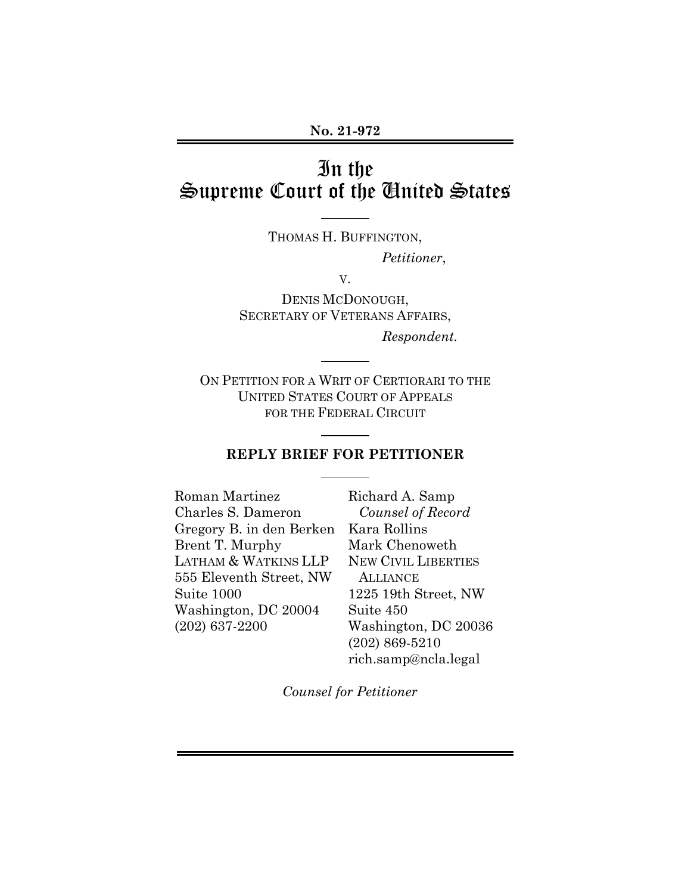No. 21-972

# In the Supreme Court of the United States

THOMAS H. BUFFINGTON,

*Petitioner*,

v.

DENIS MCDONOUGH,
SECRETARY OF VETERANS AFFAIRS,

*Respondent.*

ON PETITION FOR A WRIT OF CERTIORARI TO THE UNITED STATES COURT OF APPEALS FOR THE FEDERAL CIRCUIT

## REPLY BRIEF FOR PETITIONER

Roman Martinez
Charles S. Dameron
Gregory B. in den Berken
Brent T. Murphy
LATHAM & WATKINS LLP
555 Eleventh Street, NW
Suite 1000
Washington, DC 20004
(202) 637-2200

Richard A. Samp
*Counsel of Record*
Kara Rollins
Mark Chenoweth
NEW CIVIL LIBERTIES ALLIANCE
1225 19th Street, NW
Suite 450
Washington, DC 20036
(202) 869-5210
rich.samp@ncla.legal

*Counsel for Petitioner*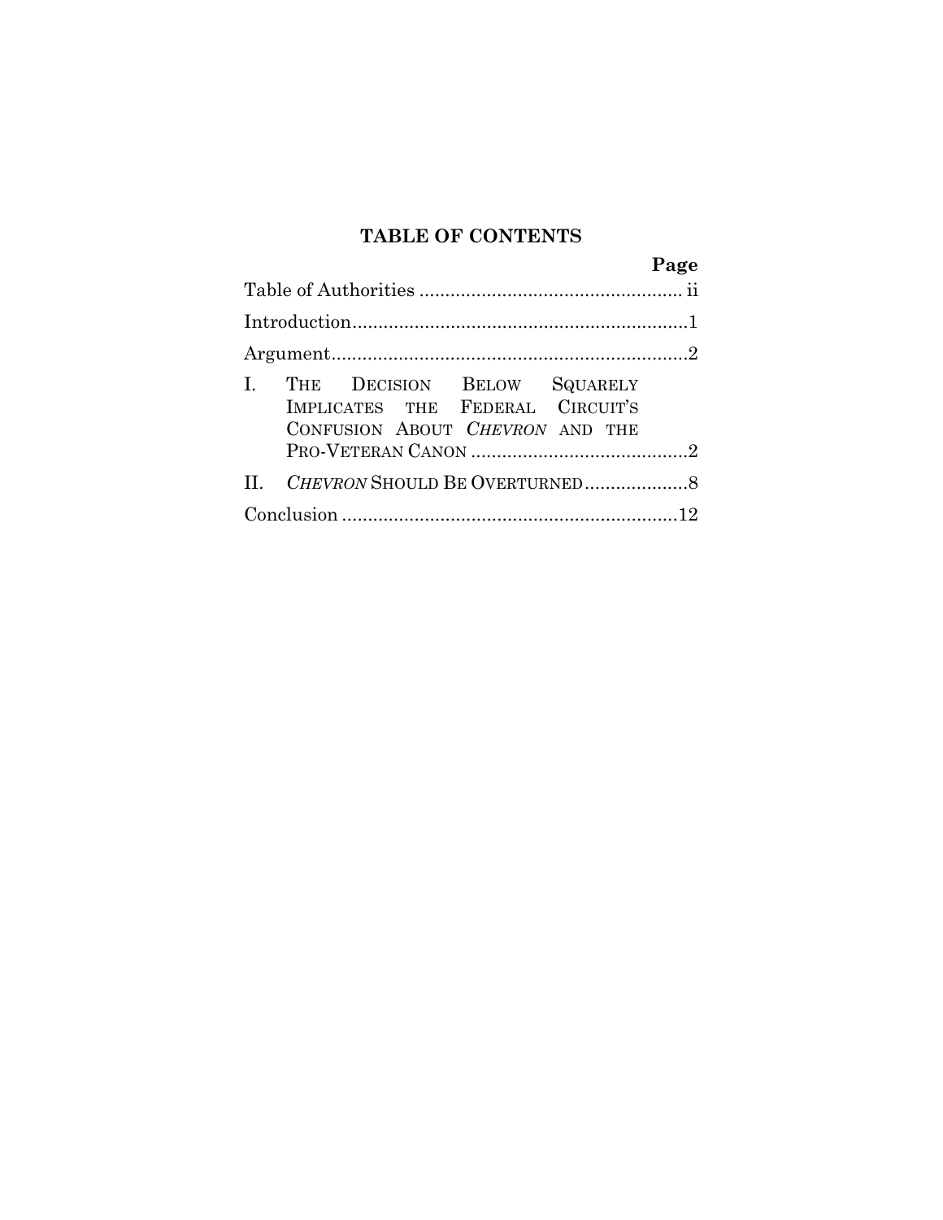## TABLE OF CONTENTS

| | Page |
|---|---|
| Table of Authorities | ii |
| Introduction | 1 |
| Argument | 2 |
| I. THE DECISION BELOW SQUARELY IMPLICATES THE FEDERAL CIRCUIT'S CONFUSION ABOUT *CHEVRON* AND THE PRO-VETERAN CANON | 2 |
| II. *CHEVRON* SHOULD BE OVERTURNED | 8 |
| Conclusion | 12 |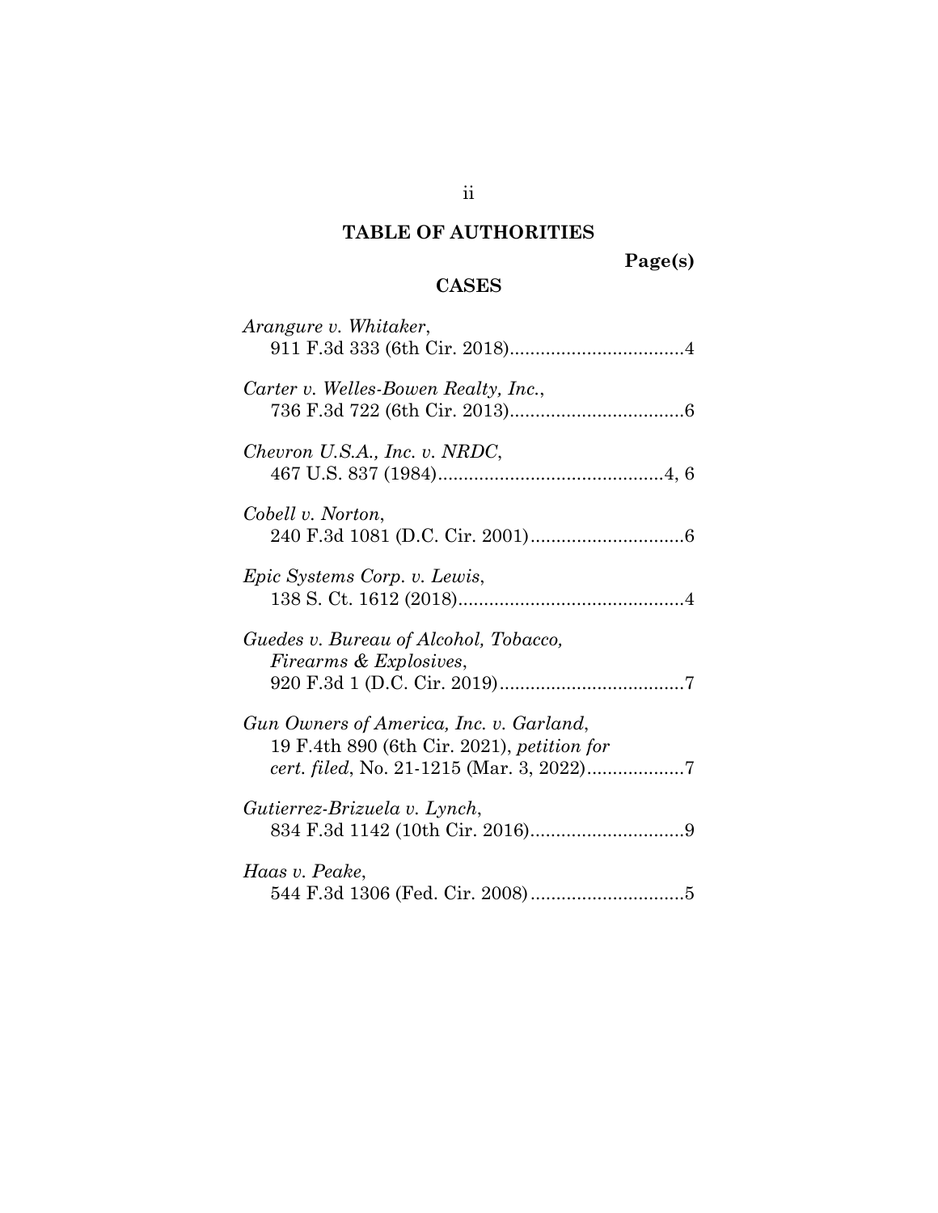## TABLE OF AUTHORITIES

**Page(s)**

### CASES

*Arangure v. Whitaker*,
911 F.3d 333 (6th Cir. 2018)..................................4

*Carter v. Welles-Bowen Realty, Inc.*,
736 F.3d 722 (6th Cir. 2013)..................................6

*Chevron U.S.A., Inc. v. NRDC*,
467 U.S. 837 (1984)............................................4, 6

*Cobell v. Norton*,
240 F.3d 1081 (D.C. Cir. 2001)..............................6

*Epic Systems Corp. v. Lewis*,
138 S. Ct. 1612 (2018)............................................4

*Guedes v. Bureau of Alcohol, Tobacco, Firearms & Explosives*,
920 F.3d 1 (D.C. Cir. 2019)....................................7

*Gun Owners of America, Inc. v. Garland*,
19 F.4th 890 (6th Cir. 2021), *petition for cert. filed*, No. 21-1215 (Mar. 3, 2022)..................7

*Gutierrez-Brizuela v. Lynch*,
834 F.3d 1142 (10th Cir. 2016)..............................9

*Haas v. Peake*,
544 F.3d 1306 (Fed. Cir. 2008)..............................5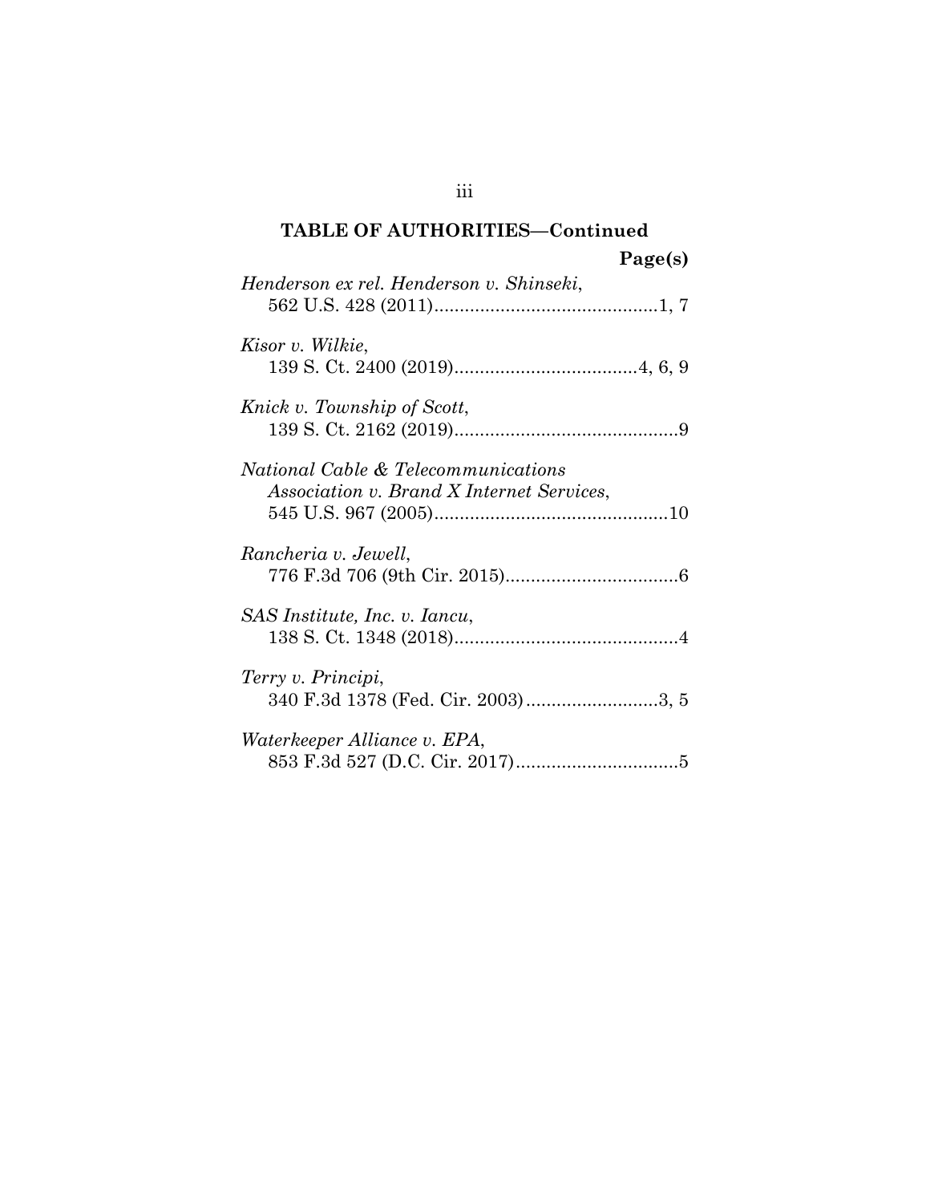## TABLE OF AUTHORITIES—Continued

**Page(s)**

*Henderson ex rel. Henderson v. Shinseki*,
562 U.S. 428 (2011)............................................1, 7

*Kisor v. Wilkie*,
139 S. Ct. 2400 (2019)....................................4, 6, 9

*Knick v. Township of Scott*,
139 S. Ct. 2162 (2019)............................................9

*National Cable & Telecommunications Association v. Brand X Internet Services*,
545 U.S. 967 (2005)..............................................10

*Rancheria v. Jewell*,
776 F.3d 706 (9th Cir. 2015)..................................6

*SAS Institute, Inc. v. Iancu*,
138 S. Ct. 1348 (2018)............................................4

*Terry v. Principi*,
340 F.3d 1378 (Fed. Cir. 2003)..........................3, 5

*Waterkeeper Alliance v. EPA*,
853 F.3d 527 (D.C. Cir. 2017)................................5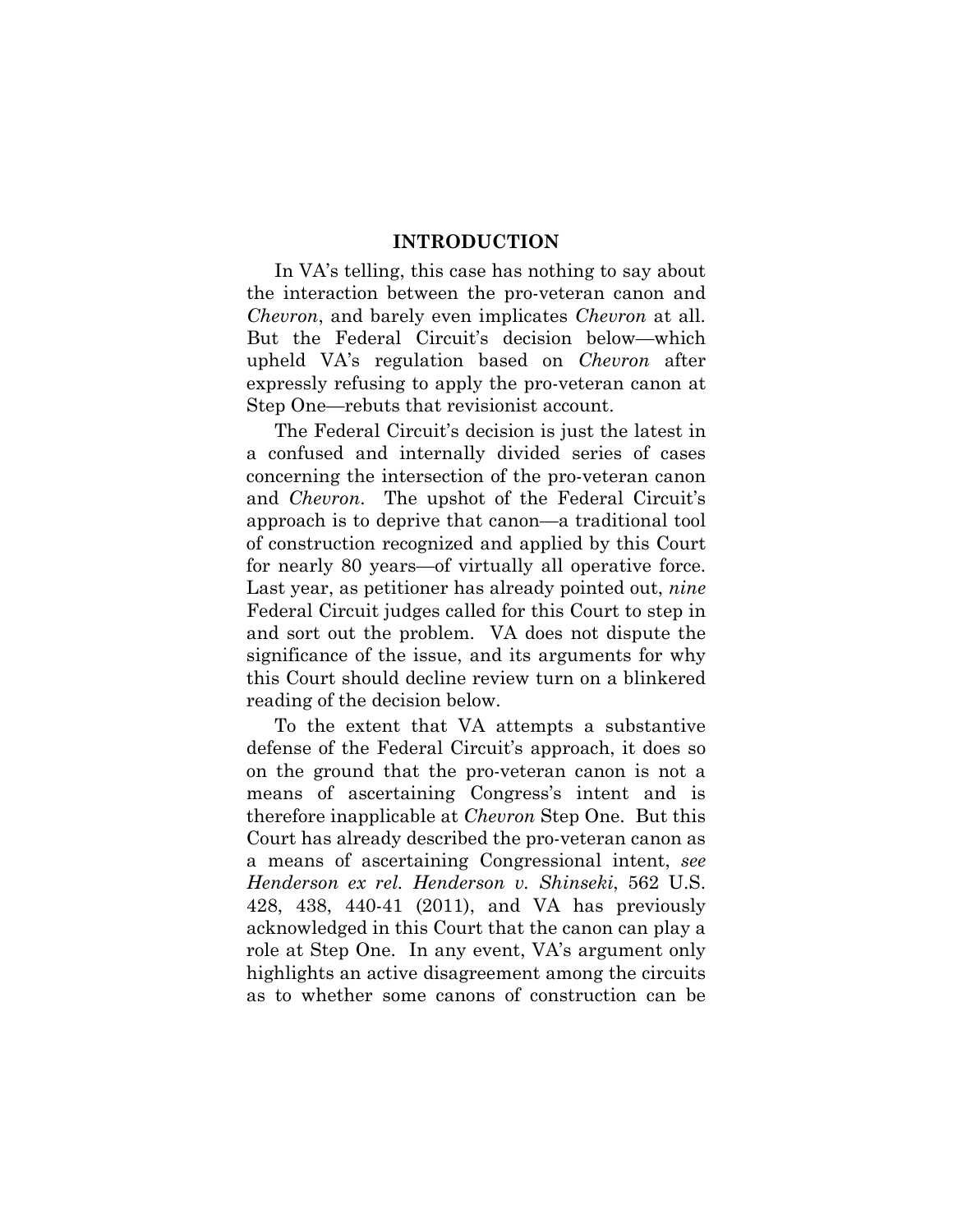## INTRODUCTION

In VA's telling, this case has nothing to say about the interaction between the pro-veteran canon and *Chevron*, and barely even implicates *Chevron* at all. But the Federal Circuit's decision below—which upheld VA's regulation based on *Chevron* after expressly refusing to apply the pro-veteran canon at Step One—rebuts that revisionist account.

The Federal Circuit's decision is just the latest in a confused and internally divided series of cases concerning the intersection of the pro-veteran canon and *Chevron*. The upshot of the Federal Circuit's approach is to deprive that canon—a traditional tool of construction recognized and applied by this Court for nearly 80 years—of virtually all operative force. Last year, as petitioner has already pointed out, *nine* Federal Circuit judges called for this Court to step in and sort out the problem. VA does not dispute the significance of the issue, and its arguments for why this Court should decline review turn on a blinkered reading of the decision below.

To the extent that VA attempts a substantive defense of the Federal Circuit's approach, it does so on the ground that the pro-veteran canon is not a means of ascertaining Congress's intent and is therefore inapplicable at *Chevron* Step One. But this Court has already described the pro-veteran canon as a means of ascertaining Congressional intent, *see Henderson ex rel. Henderson v. Shinseki*, 562 U.S. 428, 438, 440-41 (2011), and VA has previously acknowledged in this Court that the canon can play a role at Step One. In any event, VA's argument only highlights an active disagreement among the circuits as to whether some canons of construction can be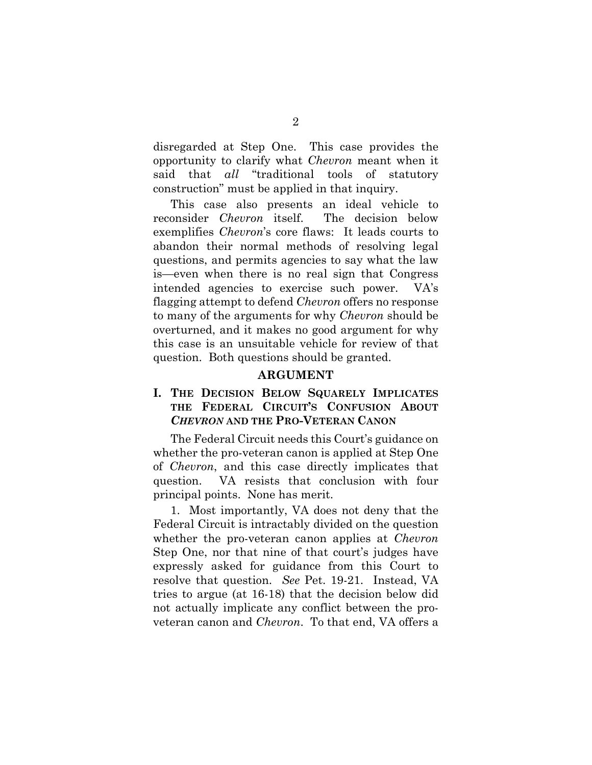disregarded at Step One. This case provides the opportunity to clarify what *Chevron* meant when it said that *all* "traditional tools of statutory construction" must be applied in that inquiry.

This case also presents an ideal vehicle to reconsider *Chevron* itself. The decision below exemplifies *Chevron*'s core flaws: It leads courts to abandon their normal methods of resolving legal questions, and permits agencies to say what the law is—even when there is no real sign that Congress intended agencies to exercise such power. VA's flagging attempt to defend *Chevron* offers no response to many of the arguments for why *Chevron* should be overturned, and it makes no good argument for why this case is an unsuitable vehicle for review of that question. Both questions should be granted.

## ARGUMENT

### I. THE DECISION BELOW SQUARELY IMPLICATES THE FEDERAL CIRCUIT'S CONFUSION ABOUT *CHEVRON* AND THE PRO-VETERAN CANON

The Federal Circuit needs this Court's guidance on whether the pro-veteran canon is applied at Step One of *Chevron*, and this case directly implicates that question. VA resists that conclusion with four principal points. None has merit.

1. Most importantly, VA does not deny that the Federal Circuit is intractably divided on the question whether the pro-veteran canon applies at *Chevron* Step One, nor that nine of that court's judges have expressly asked for guidance from this Court to resolve that question. *See* Pet. 19-21. Instead, VA tries to argue (at 16-18) that the decision below did not actually implicate any conflict between the pro-veteran canon and *Chevron*. To that end, VA offers a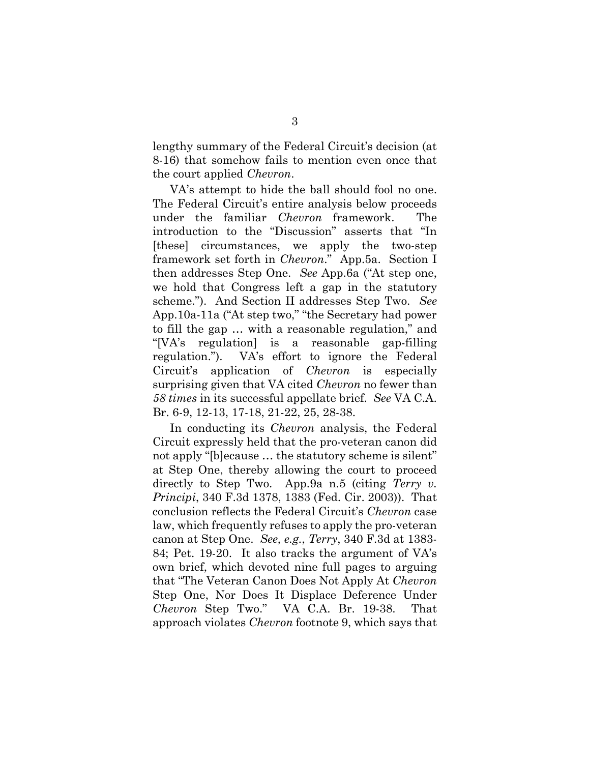lengthy summary of the Federal Circuit's decision (at 8-16) that somehow fails to mention even once that the court applied *Chevron*.

VA's attempt to hide the ball should fool no one. The Federal Circuit's entire analysis below proceeds under the familiar *Chevron* framework. The introduction to the "Discussion" asserts that "In [these] circumstances, we apply the two-step framework set forth in *Chevron*." App.5a. Section I then addresses Step One. *See* App.6a ("At step one, we hold that Congress left a gap in the statutory scheme."). And Section II addresses Step Two. *See* App.10a-11a ("At step two," "the Secretary had power to fill the gap … with a reasonable regulation," and "[VA's regulation] is a reasonable gap-filling regulation."). VA's effort to ignore the Federal Circuit's application of *Chevron* is especially surprising given that VA cited *Chevron* no fewer than *58 times* in its successful appellate brief. *See* VA C.A. Br. 6-9, 12-13, 17-18, 21-22, 25, 28-38.

In conducting its *Chevron* analysis, the Federal Circuit expressly held that the pro-veteran canon did not apply "[b]ecause … the statutory scheme is silent" at Step One, thereby allowing the court to proceed directly to Step Two. App.9a n.5 (citing *Terry v. Principi*, 340 F.3d 1378, 1383 (Fed. Cir. 2003)). That conclusion reflects the Federal Circuit's *Chevron* case law, which frequently refuses to apply the pro-veteran canon at Step One. *See, e.g.*, *Terry*, 340 F.3d at 1383-84; Pet. 19-20. It also tracks the argument of VA's own brief, which devoted nine full pages to arguing that "The Veteran Canon Does Not Apply At *Chevron* Step One, Nor Does It Displace Deference Under *Chevron* Step Two." VA C.A. Br. 19-38. That approach violates *Chevron* footnote 9, which says that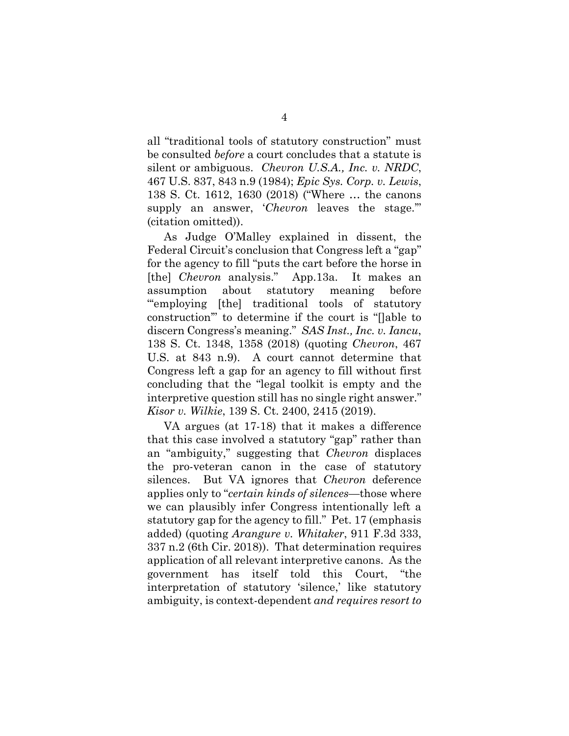all "traditional tools of statutory construction" must be consulted *before* a court concludes that a statute is silent or ambiguous. *Chevron U.S.A., Inc. v. NRDC*, 467 U.S. 837, 843 n.9 (1984); *Epic Sys. Corp. v. Lewis*, 138 S. Ct. 1612, 1630 (2018) ("Where … the canons supply an answer, '*Chevron* leaves the stage.'" (citation omitted)).

As Judge O'Malley explained in dissent, the Federal Circuit's conclusion that Congress left a "gap" for the agency to fill "puts the cart before the horse in [the] *Chevron* analysis." App.13a. It makes an assumption about statutory meaning before "'employing [the] traditional tools of statutory construction'" to determine if the court is "[]able to discern Congress's meaning." *SAS Inst., Inc. v. Iancu*, 138 S. Ct. 1348, 1358 (2018) (quoting *Chevron*, 467 U.S. at 843 n.9). A court cannot determine that Congress left a gap for an agency to fill without first concluding that the "legal toolkit is empty and the interpretive question still has no single right answer." *Kisor v. Wilkie*, 139 S. Ct. 2400, 2415 (2019).

VA argues (at 17-18) that it makes a difference that this case involved a statutory "gap" rather than an "ambiguity," suggesting that *Chevron* displaces the pro-veteran canon in the case of statutory silences. But VA ignores that *Chevron* deference applies only to "*certain kinds of silences*—those where we can plausibly infer Congress intentionally left a statutory gap for the agency to fill." Pet. 17 (emphasis added) (quoting *Arangure v. Whitaker*, 911 F.3d 333, 337 n.2 (6th Cir. 2018)). That determination requires application of all relevant interpretive canons. As the government has itself told this Court, "the interpretation of statutory 'silence,' like statutory ambiguity, is context-dependent *and requires resort to*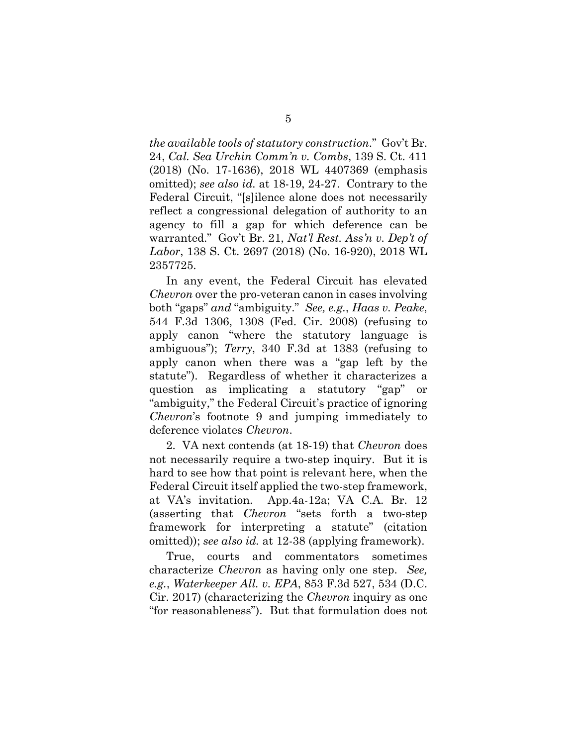*the available tools of statutory construction*." Gov't Br. 24, *Cal. Sea Urchin Comm'n v. Combs*, 139 S. Ct. 411 (2018) (No. 17-1636), 2018 WL 4407369 (emphasis omitted); *see also id.* at 18-19, 24-27. Contrary to the Federal Circuit, "[s]ilence alone does not necessarily reflect a congressional delegation of authority to an agency to fill a gap for which deference can be warranted." Gov't Br. 21, *Nat'l Rest. Ass'n v. Dep't of Labor*, 138 S. Ct. 2697 (2018) (No. 16-920), 2018 WL 2357725.

In any event, the Federal Circuit has elevated *Chevron* over the pro-veteran canon in cases involving both "gaps" *and* "ambiguity." *See, e.g.*, *Haas v. Peake*, 544 F.3d 1306, 1308 (Fed. Cir. 2008) (refusing to apply canon "where the statutory language is ambiguous"); *Terry*, 340 F.3d at 1383 (refusing to apply canon when there was a "gap left by the statute"). Regardless of whether it characterizes a question as implicating a statutory "gap" or "ambiguity," the Federal Circuit's practice of ignoring *Chevron*'s footnote 9 and jumping immediately to deference violates *Chevron*.

2. VA next contends (at 18-19) that *Chevron* does not necessarily require a two-step inquiry. But it is hard to see how that point is relevant here, when the Federal Circuit itself applied the two-step framework, at VA's invitation. App.4a-12a; VA C.A. Br. 12 (asserting that *Chevron* "sets forth a two-step framework for interpreting a statute" (citation omitted)); *see also id.* at 12-38 (applying framework).

True, courts and commentators sometimes characterize *Chevron* as having only one step. *See, e.g.*, *Waterkeeper All. v. EPA*, 853 F.3d 527, 534 (D.C. Cir. 2017) (characterizing the *Chevron* inquiry as one "for reasonableness"). But that formulation does not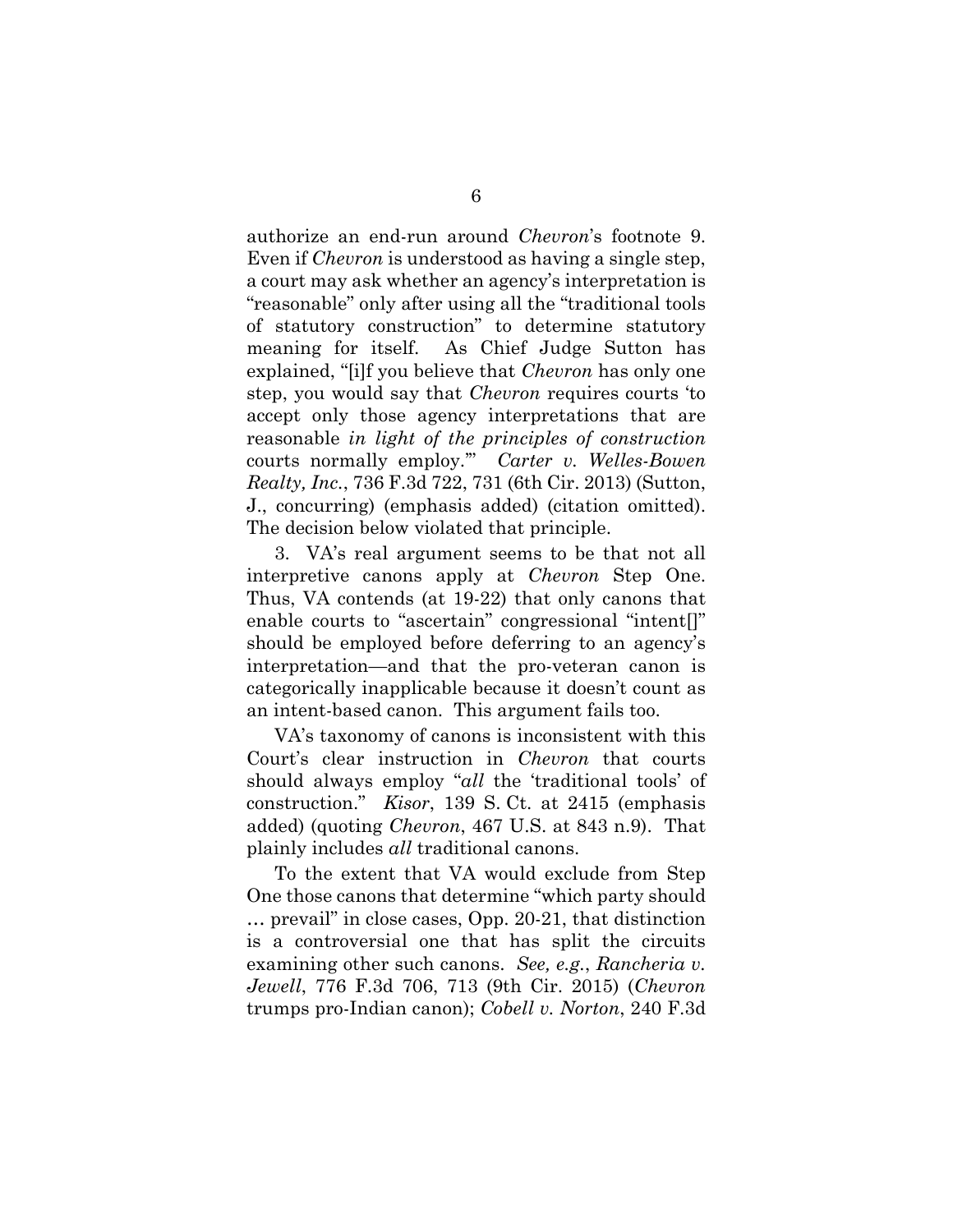authorize an end-run around *Chevron*'s footnote 9. Even if *Chevron* is understood as having a single step, a court may ask whether an agency's interpretation is "reasonable" only after using all the "traditional tools of statutory construction" to determine statutory meaning for itself. As Chief Judge Sutton has explained, "[i]f you believe that *Chevron* has only one step, you would say that *Chevron* requires courts 'to accept only those agency interpretations that are reasonable *in light of the principles of construction* courts normally employ.'" *Carter v. Welles-Bowen Realty, Inc.*, 736 F.3d 722, 731 (6th Cir. 2013) (Sutton, J., concurring) (emphasis added) (citation omitted). The decision below violated that principle.

3. VA's real argument seems to be that not all interpretive canons apply at *Chevron* Step One. Thus, VA contends (at 19-22) that only canons that enable courts to "ascertain" congressional "intent[]" should be employed before deferring to an agency's interpretation—and that the pro-veteran canon is categorically inapplicable because it doesn't count as an intent-based canon. This argument fails too.

VA's taxonomy of canons is inconsistent with this Court's clear instruction in *Chevron* that courts should always employ "*all* the 'traditional tools' of construction." *Kisor*, 139 S. Ct. at 2415 (emphasis added) (quoting *Chevron*, 467 U.S. at 843 n.9). That plainly includes *all* traditional canons.

To the extent that VA would exclude from Step One those canons that determine "which party should … prevail" in close cases, Opp. 20-21, that distinction is a controversial one that has split the circuits examining other such canons. *See, e.g.*, *Rancheria v. Jewell*, 776 F.3d 706, 713 (9th Cir. 2015) (*Chevron* trumps pro-Indian canon); *Cobell v. Norton*, 240 F.3d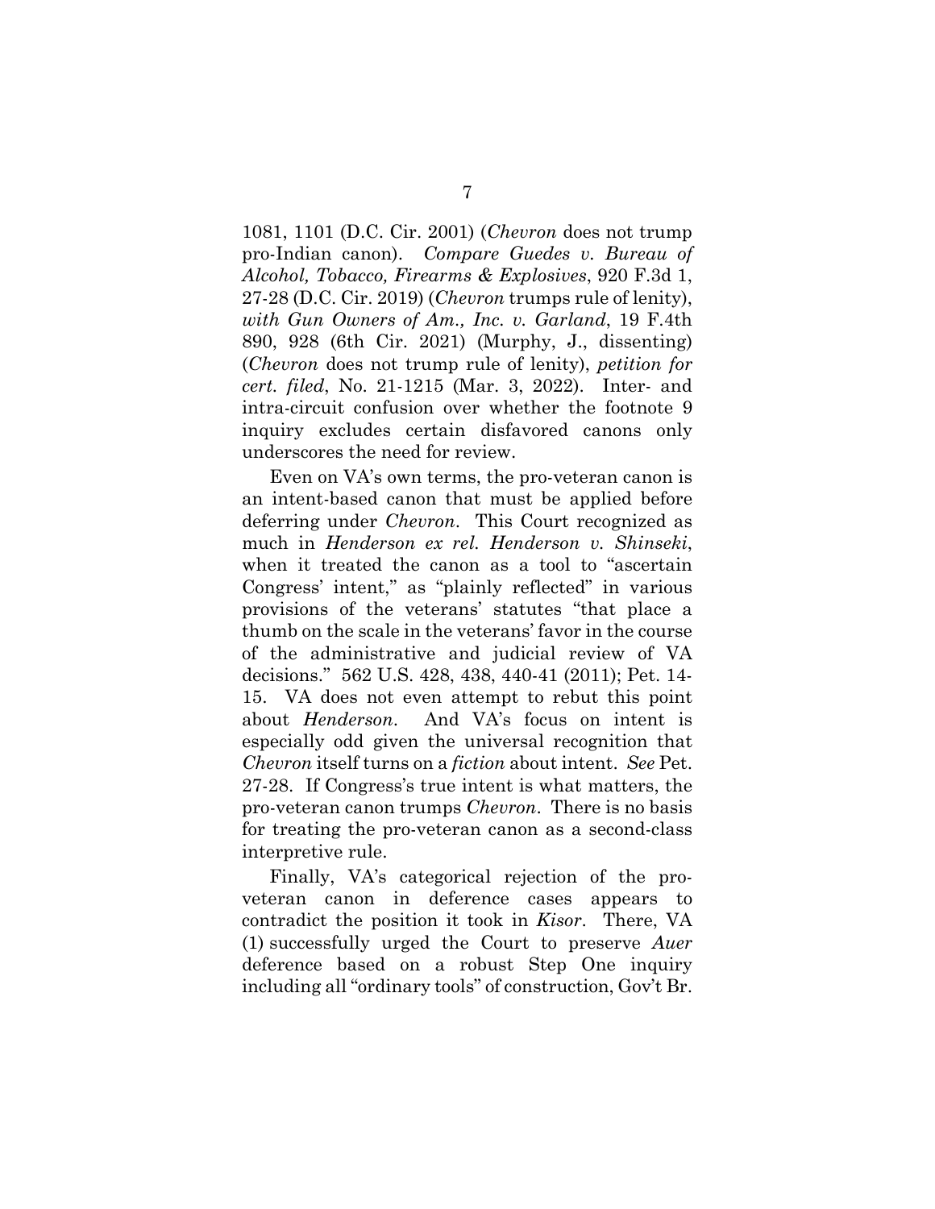1081, 1101 (D.C. Cir. 2001) (*Chevron* does not trump pro-Indian canon). *Compare Guedes v. Bureau of Alcohol, Tobacco, Firearms & Explosives*, 920 F.3d 1, 27-28 (D.C. Cir. 2019) (*Chevron* trumps rule of lenity), *with Gun Owners of Am., Inc. v. Garland*, 19 F.4th 890, 928 (6th Cir. 2021) (Murphy, J., dissenting) (*Chevron* does not trump rule of lenity), *petition for cert. filed*, No. 21-1215 (Mar. 3, 2022). Inter- and intra-circuit confusion over whether the footnote 9 inquiry excludes certain disfavored canons only underscores the need for review.

Even on VA's own terms, the pro-veteran canon is an intent-based canon that must be applied before deferring under *Chevron*. This Court recognized as much in *Henderson ex rel. Henderson v. Shinseki*, when it treated the canon as a tool to "ascertain Congress' intent," as "plainly reflected" in various provisions of the veterans' statutes "that place a thumb on the scale in the veterans' favor in the course of the administrative and judicial review of VA decisions." 562 U.S. 428, 438, 440-41 (2011); Pet. 14-15. VA does not even attempt to rebut this point about *Henderson*. And VA's focus on intent is especially odd given the universal recognition that *Chevron* itself turns on a *fiction* about intent. *See* Pet. 27-28. If Congress's true intent is what matters, the pro-veteran canon trumps *Chevron*. There is no basis for treating the pro-veteran canon as a second-class interpretive rule.

Finally, VA's categorical rejection of the pro-veteran canon in deference cases appears to contradict the position it took in *Kisor*. There, VA (1) successfully urged the Court to preserve *Auer* deference based on a robust Step One inquiry including all "ordinary tools" of construction, Gov't Br.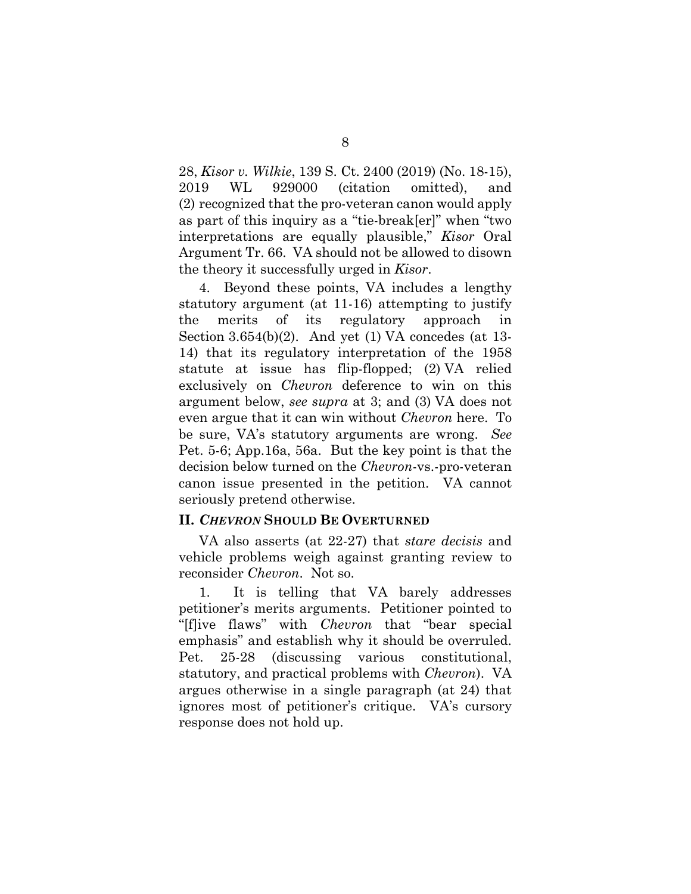28, *Kisor v. Wilkie*, 139 S. Ct. 2400 (2019) (No. 18-15), 2019 WL 929000 (citation omitted), and (2) recognized that the pro-veteran canon would apply as part of this inquiry as a "tie-break[er]" when "two interpretations are equally plausible," *Kisor* Oral Argument Tr. 66. VA should not be allowed to disown the theory it successfully urged in *Kisor*.

4. Beyond these points, VA includes a lengthy statutory argument (at 11-16) attempting to justify the merits of its regulatory approach in Section 3.654(b)(2). And yet (1) VA concedes (at 13-14) that its regulatory interpretation of the 1958 statute at issue has flip-flopped; (2) VA relied exclusively on *Chevron* deference to win on this argument below, *see supra* at 3; and (3) VA does not even argue that it can win without *Chevron* here. To be sure, VA's statutory arguments are wrong. *See* Pet. 5-6; App.16a, 56a. But the key point is that the decision below turned on the *Chevron*-vs.-pro-veteran canon issue presented in the petition. VA cannot seriously pretend otherwise.

## II. *CHEVRON* SHOULD BE OVERTURNED

VA also asserts (at 22-27) that *stare decisis* and vehicle problems weigh against granting review to reconsider *Chevron*. Not so.

1. It is telling that VA barely addresses petitioner's merits arguments. Petitioner pointed to "[f]ive flaws" with *Chevron* that "bear special emphasis" and establish why it should be overruled. Pet. 25-28 (discussing various constitutional, statutory, and practical problems with *Chevron*). VA argues otherwise in a single paragraph (at 24) that ignores most of petitioner's critique. VA's cursory response does not hold up.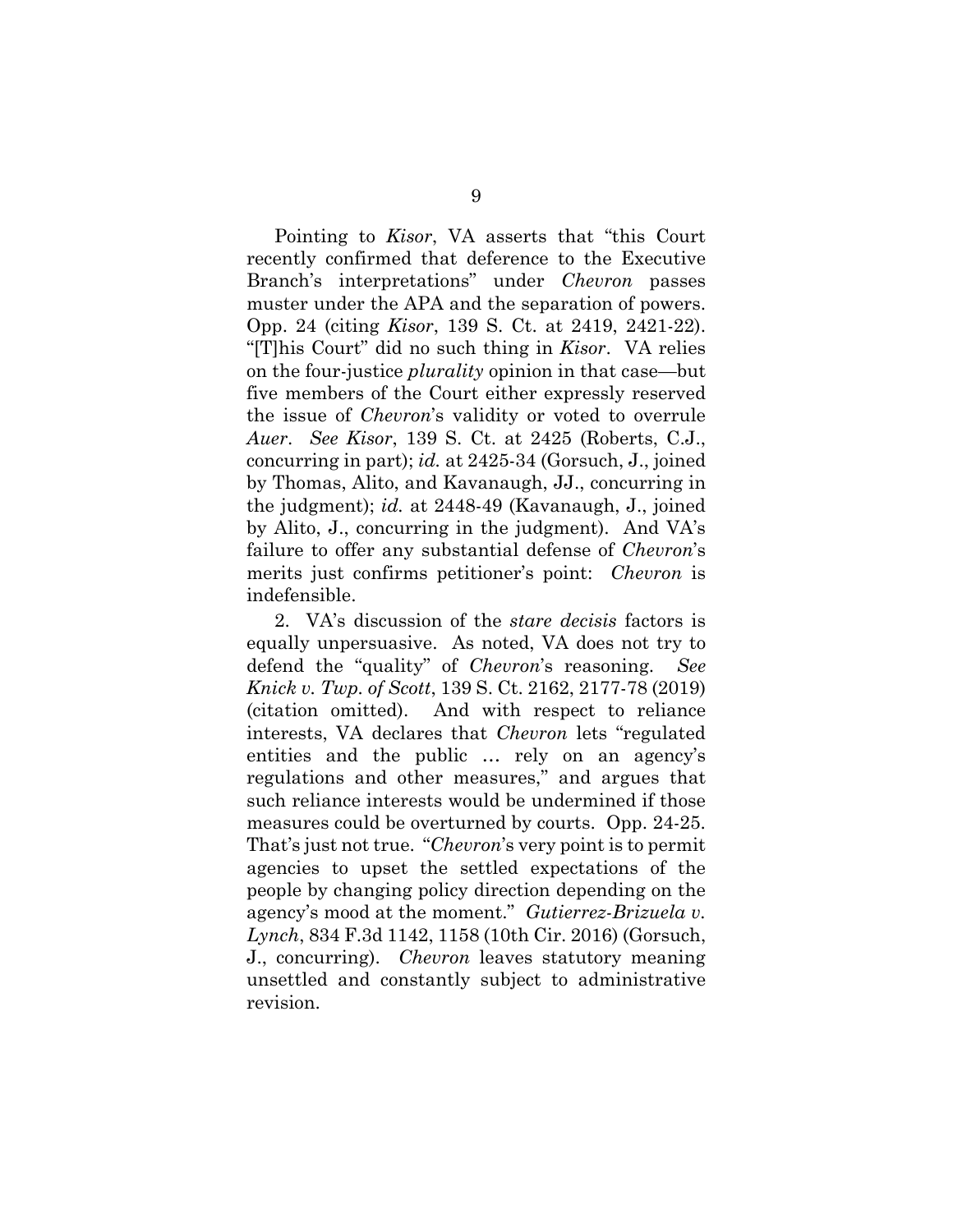Pointing to *Kisor*, VA asserts that "this Court recently confirmed that deference to the Executive Branch's interpretations" under *Chevron* passes muster under the APA and the separation of powers. Opp. 24 (citing *Kisor*, 139 S. Ct. at 2419, 2421-22). "[T]his Court" did no such thing in *Kisor*. VA relies on the four-justice *plurality* opinion in that case—but five members of the Court either expressly reserved the issue of *Chevron*'s validity or voted to overrule *Auer*. *See Kisor*, 139 S. Ct. at 2425 (Roberts, C.J., concurring in part); *id.* at 2425-34 (Gorsuch, J., joined by Thomas, Alito, and Kavanaugh, JJ., concurring in the judgment); *id.* at 2448-49 (Kavanaugh, J., joined by Alito, J., concurring in the judgment). And VA's failure to offer any substantial defense of *Chevron*'s merits just confirms petitioner's point: *Chevron* is indefensible.

2. VA's discussion of the *stare decisis* factors is equally unpersuasive. As noted, VA does not try to defend the "quality" of *Chevron*'s reasoning. *See Knick v. Twp. of Scott*, 139 S. Ct. 2162, 2177-78 (2019) (citation omitted). And with respect to reliance interests, VA declares that *Chevron* lets "regulated entities and the public … rely on an agency's regulations and other measures," and argues that such reliance interests would be undermined if those measures could be overturned by courts. Opp. 24-25. That's just not true. "*Chevron*'s very point is to permit agencies to upset the settled expectations of the people by changing policy direction depending on the agency's mood at the moment." *Gutierrez-Brizuela v. Lynch*, 834 F.3d 1142, 1158 (10th Cir. 2016) (Gorsuch, J., concurring). *Chevron* leaves statutory meaning unsettled and constantly subject to administrative revision.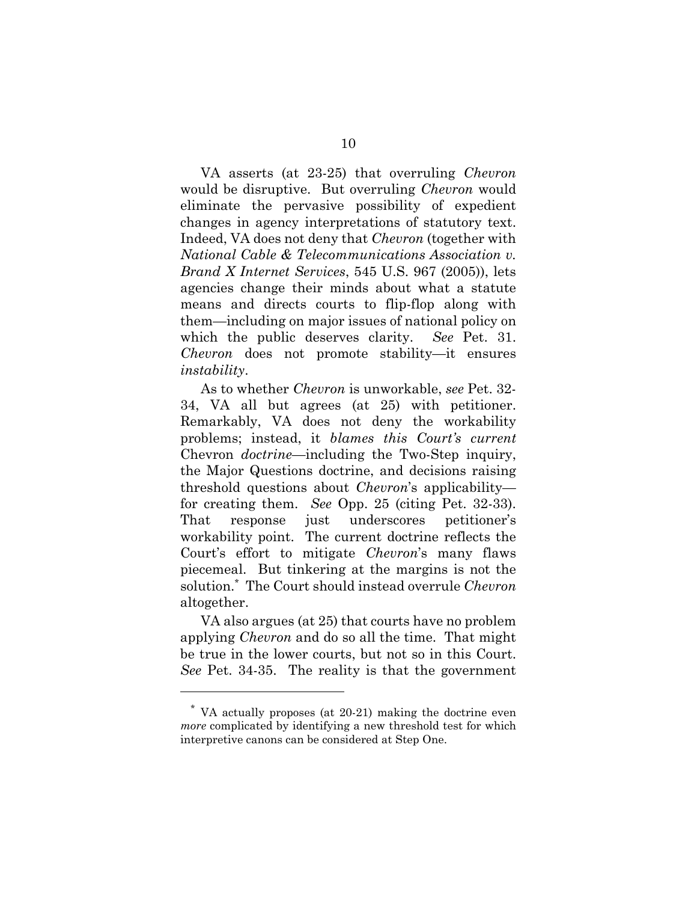VA asserts (at 23-25) that overruling *Chevron* would be disruptive. But overruling *Chevron* would eliminate the pervasive possibility of expedient changes in agency interpretations of statutory text. Indeed, VA does not deny that *Chevron* (together with *National Cable & Telecommunications Association v. Brand X Internet Services*, 545 U.S. 967 (2005)), lets agencies change their minds about what a statute means and directs courts to flip-flop along with them—including on major issues of national policy on which the public deserves clarity. *See* Pet. 31. *Chevron* does not promote stability—it ensures *instability*.

As to whether *Chevron* is unworkable, *see* Pet. 32-34, VA all but agrees (at 25) with petitioner. Remarkably, VA does not deny the workability problems; instead, it *blames this Court's current* Chevron *doctrine*—including the Two-Step inquiry, the Major Questions doctrine, and decisions raising threshold questions about *Chevron*'s applicability—for creating them. *See* Opp. 25 (citing Pet. 32-33). That response just underscores petitioner's workability point. The current doctrine reflects the Court's effort to mitigate *Chevron*'s many flaws piecemeal. But tinkering at the margins is not the solution.* The Court should instead overrule *Chevron* altogether.

VA also argues (at 25) that courts have no problem applying *Chevron* and do so all the time. That might be true in the lower courts, but not so in this Court. *See* Pet. 34-35. The reality is that the government

---

\* VA actually proposes (at 20-21) making the doctrine even *more* complicated by identifying a new threshold test for which interpretive canons can be considered at Step One.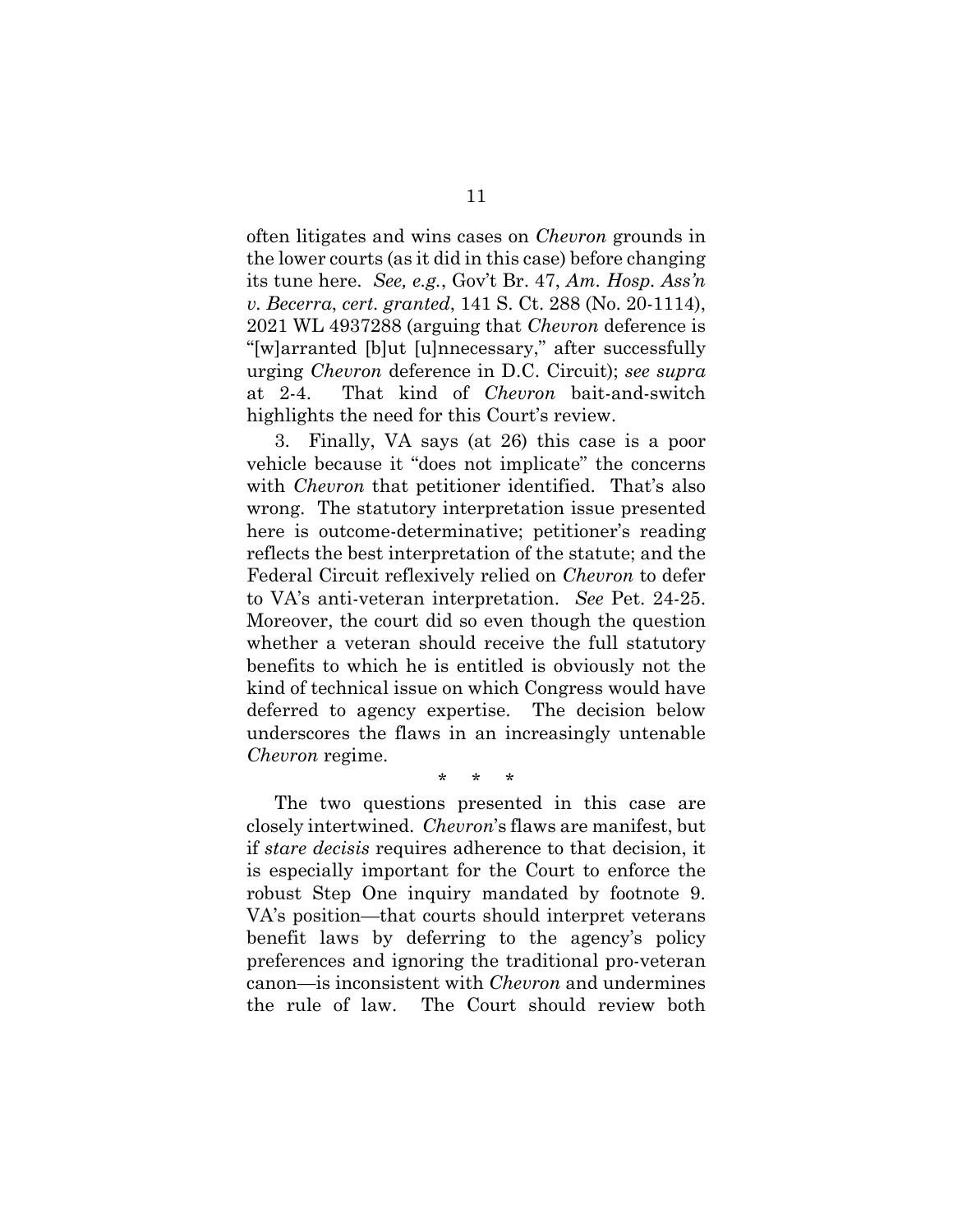often litigates and wins cases on *Chevron* grounds in the lower courts (as it did in this case) before changing its tune here. *See, e.g.*, Gov't Br. 47, *Am. Hosp. Ass'n v. Becerra*, *cert. granted*, 141 S. Ct. 288 (No. 20-1114), 2021 WL 4937288 (arguing that *Chevron* deference is "[w]arranted [b]ut [u]nnecessary," after successfully urging *Chevron* deference in D.C. Circuit); *see supra* at 2-4. That kind of *Chevron* bait-and-switch highlights the need for this Court's review.

3. Finally, VA says (at 26) this case is a poor vehicle because it "does not implicate" the concerns with *Chevron* that petitioner identified. That's also wrong. The statutory interpretation issue presented here is outcome-determinative; petitioner's reading reflects the best interpretation of the statute; and the Federal Circuit reflexively relied on *Chevron* to defer to VA's anti-veteran interpretation. *See* Pet. 24-25. Moreover, the court did so even though the question whether a veteran should receive the full statutory benefits to which he is entitled is obviously not the kind of technical issue on which Congress would have deferred to agency expertise. The decision below underscores the flaws in an increasingly untenable *Chevron* regime.

\* \* \*

The two questions presented in this case are closely intertwined. *Chevron*'s flaws are manifest, but if *stare decisis* requires adherence to that decision, it is especially important for the Court to enforce the robust Step One inquiry mandated by footnote 9. VA's position—that courts should interpret veterans benefit laws by deferring to the agency's policy preferences and ignoring the traditional pro-veteran canon—is inconsistent with *Chevron* and undermines the rule of law. The Court should review both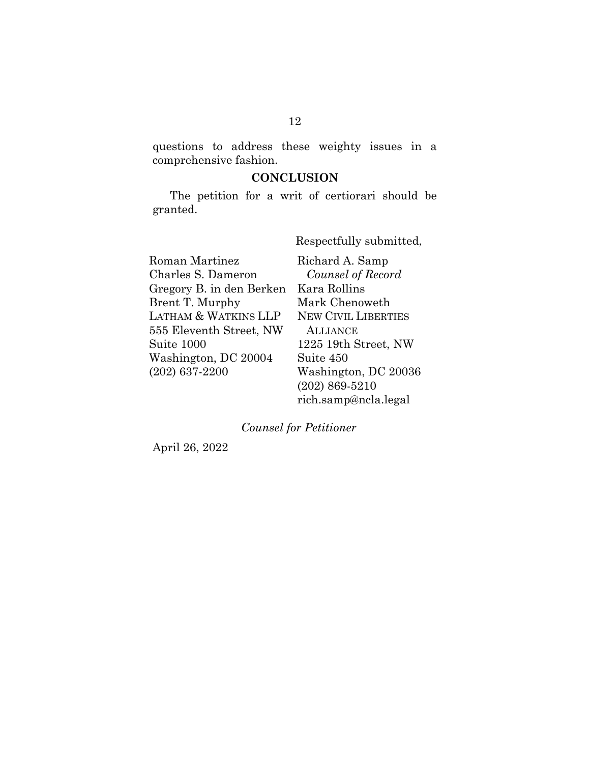questions to address these weighty issues in a comprehensive fashion.

## CONCLUSION

The petition for a writ of certiorari should be granted.

Respectfully submitted,

Roman Martinez
Charles S. Dameron
Gregory B. in den Berken
Brent T. Murphy
LATHAM & WATKINS LLP
555 Eleventh Street, NW
Suite 1000
Washington, DC 20004
(202) 637-2200

Richard A. Samp
*Counsel of Record*
Kara Rollins
Mark Chenoweth
NEW CIVIL LIBERTIES ALLIANCE
1225 19th Street, NW
Suite 450
Washington, DC 20036
(202) 869-5210
rich.samp@ncla.legal

*Counsel for Petitioner*

April 26, 2022